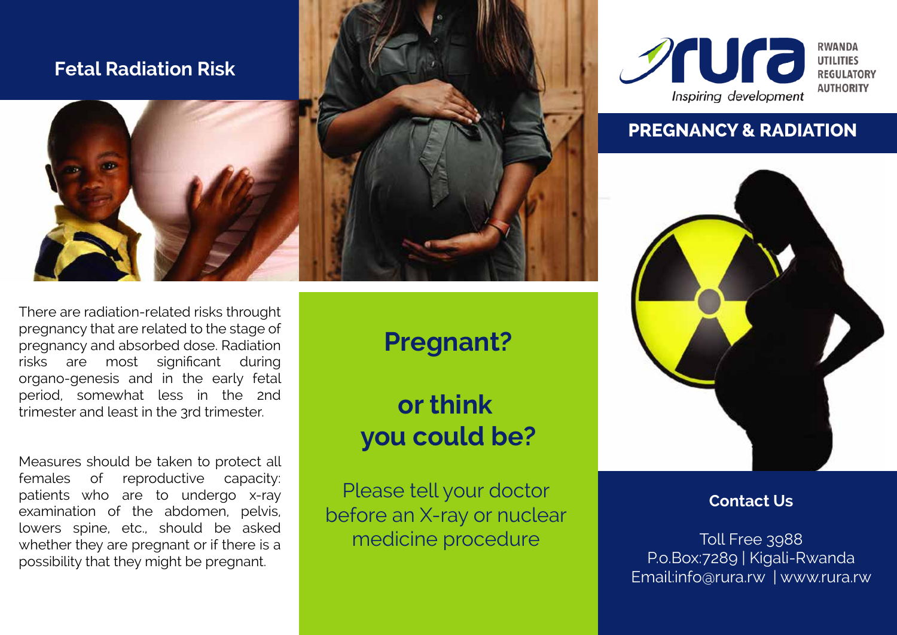## Fetal Radiation Risk

There are radiation-related risks throught pregnancy that are related to the stage of pregnancy and absorbed dose. Radiation risks are most significant during organo-genesis and in the early fetal period, somewhat less in the 2nd trimester and least in the 3rd trimester.

Measures should be taken to protect all females of reproductive capacity: patients who are to undergo x-ray examination of the abdomen, pelvis, lowers spine, etc., should be asked whether they are pregnant or if there is a possibility that they might be pregnant.

## Pregnant?

## or think you could be?

Please tell your doctor before an X-ray or nuclear medicine procedure

rura — Inspiring development

RWANDA UTILITIES REGULATORY AUTHORITY

## PREGNANCY & RADIATION

### Contact Us

Toll Free 3988
P.o.Box:7289 | Kigali-Rwanda
Email:info@rura.rw | www.rura.rw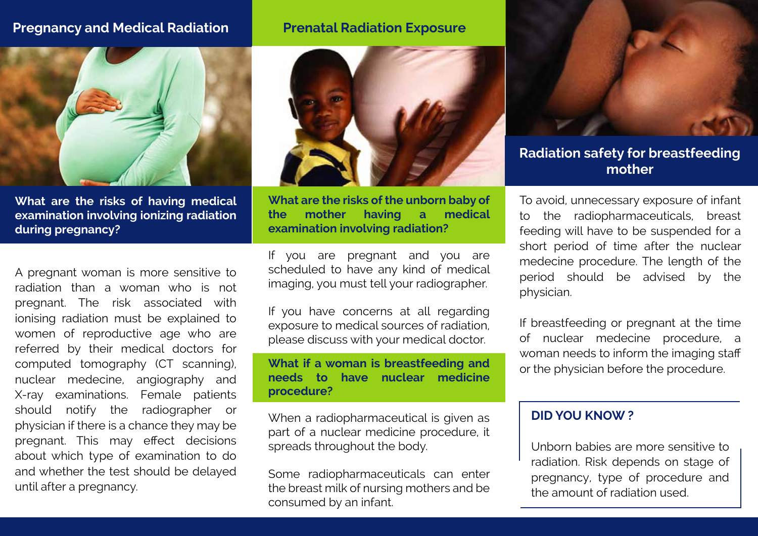## Pregnancy and Medical Radiation

**What are the risks of having medical examination involving ionizing radiation during pregnancy?**

A pregnant woman is more sensitive to radiation than a woman who is not pregnant. The risk associated with ionising radiation must be explained to women of reproductive age who are referred by their medical doctors for computed tomography (CT scanning), nuclear medecine, angiography and X-ray examinations. Female patients should notify the radiographer or physician if there is a chance they may be pregnant. This may effect decisions about which type of examination to do and whether the test should be delayed until after a pregnancy.

## Prenatal Radiation Exposure

**What are the risks of the unborn baby of the mother having a medical examination involving radiation?**

If you are pregnant and you are scheduled to have any kind of medical imaging, you must tell your radiographer.

If you have concerns at all regarding exposure to medical sources of radiation, please discuss with your medical doctor.

**What if a woman is breastfeeding and needs to have nuclear medicine procedure?**

When a radiopharmaceutical is given as part of a nuclear medicine procedure, it spreads throughout the body.

Some radiopharmaceuticals can enter the breast milk of nursing mothers and be consumed by an infant.

## Radiation safety for breastfeeding mother

To avoid, unnecessary exposure of infant to the radiopharmaceuticals, breast feeding will have to be suspended for a short period of time after the nuclear medecine procedure. The length of the period should be advised by the physician.

If breastfeeding or pregnant at the time of nuclear medecine procedure, a woman needs to inform the imaging staff or the physician before the procedure.

### DID YOU KNOW ?

Unborn babies are more sensitive to radiation. Risk depends on stage of pregnancy, type of procedure and the amount of radiation used.